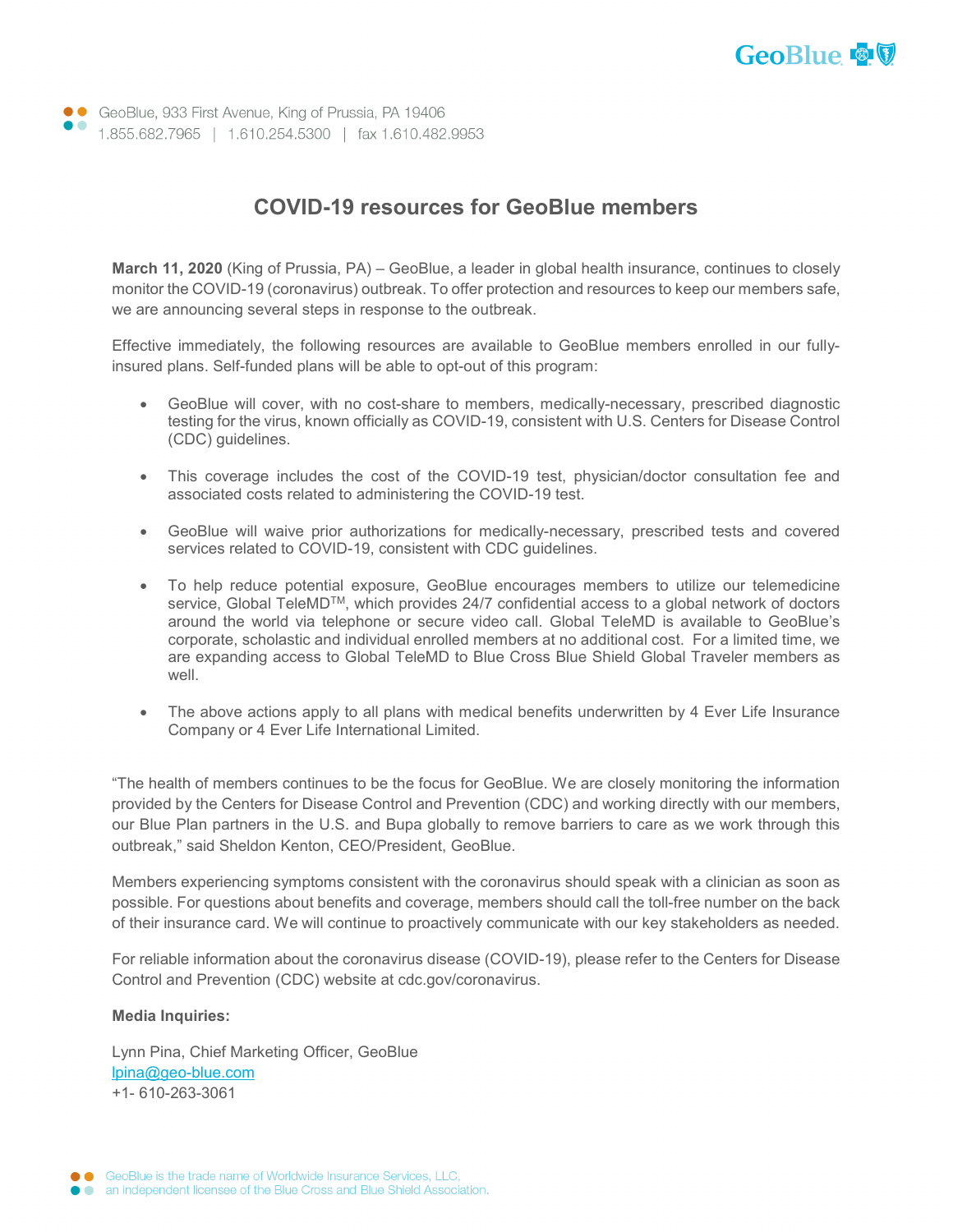GeoBlue, 933 First Avenue, King of Prussia, PA 19406
1.855.682.7965 | 1.610.254.5300 | fax 1.610.482.9953

# COVID-19 resources for GeoBlue members

**March 11, 2020** (King of Prussia, PA) – GeoBlue, a leader in global health insurance, continues to closely monitor the COVID-19 (coronavirus) outbreak. To offer protection and resources to keep our members safe, we are announcing several steps in response to the outbreak.

Effective immediately, the following resources are available to GeoBlue members enrolled in our fully-insured plans. Self-funded plans will be able to opt-out of this program:

- GeoBlue will cover, with no cost-share to members, medically-necessary, prescribed diagnostic testing for the virus, known officially as COVID-19, consistent with U.S. Centers for Disease Control (CDC) guidelines.
- This coverage includes the cost of the COVID-19 test, physician/doctor consultation fee and associated costs related to administering the COVID-19 test.
- GeoBlue will waive prior authorizations for medically-necessary, prescribed tests and covered services related to COVID-19, consistent with CDC guidelines.
- To help reduce potential exposure, GeoBlue encourages members to utilize our telemedicine service, Global TeleMD™, which provides 24/7 confidential access to a global network of doctors around the world via telephone or secure video call. Global TeleMD is available to GeoBlue's corporate, scholastic and individual enrolled members at no additional cost. For a limited time, we are expanding access to Global TeleMD to Blue Cross Blue Shield Global Traveler members as well.
- The above actions apply to all plans with medical benefits underwritten by 4 Ever Life Insurance Company or 4 Ever Life International Limited.

"The health of members continues to be the focus for GeoBlue. We are closely monitoring the information provided by the Centers for Disease Control and Prevention (CDC) and working directly with our members, our Blue Plan partners in the U.S. and Bupa globally to remove barriers to care as we work through this outbreak," said Sheldon Kenton, CEO/President, GeoBlue.

Members experiencing symptoms consistent with the coronavirus should speak with a clinician as soon as possible. For questions about benefits and coverage, members should call the toll-free number on the back of their insurance card. We will continue to proactively communicate with our key stakeholders as needed.

For reliable information about the coronavirus disease (COVID-19), please refer to the Centers for Disease Control and Prevention (CDC) website at cdc.gov/coronavirus.

**Media Inquiries:**

Lynn Pina, Chief Marketing Officer, GeoBlue
lpina@geo-blue.com
+1- 610-263-3061

GeoBlue is the trade name of Worldwide Insurance Services, LLC,
an independent licensee of the Blue Cross and Blue Shield Association.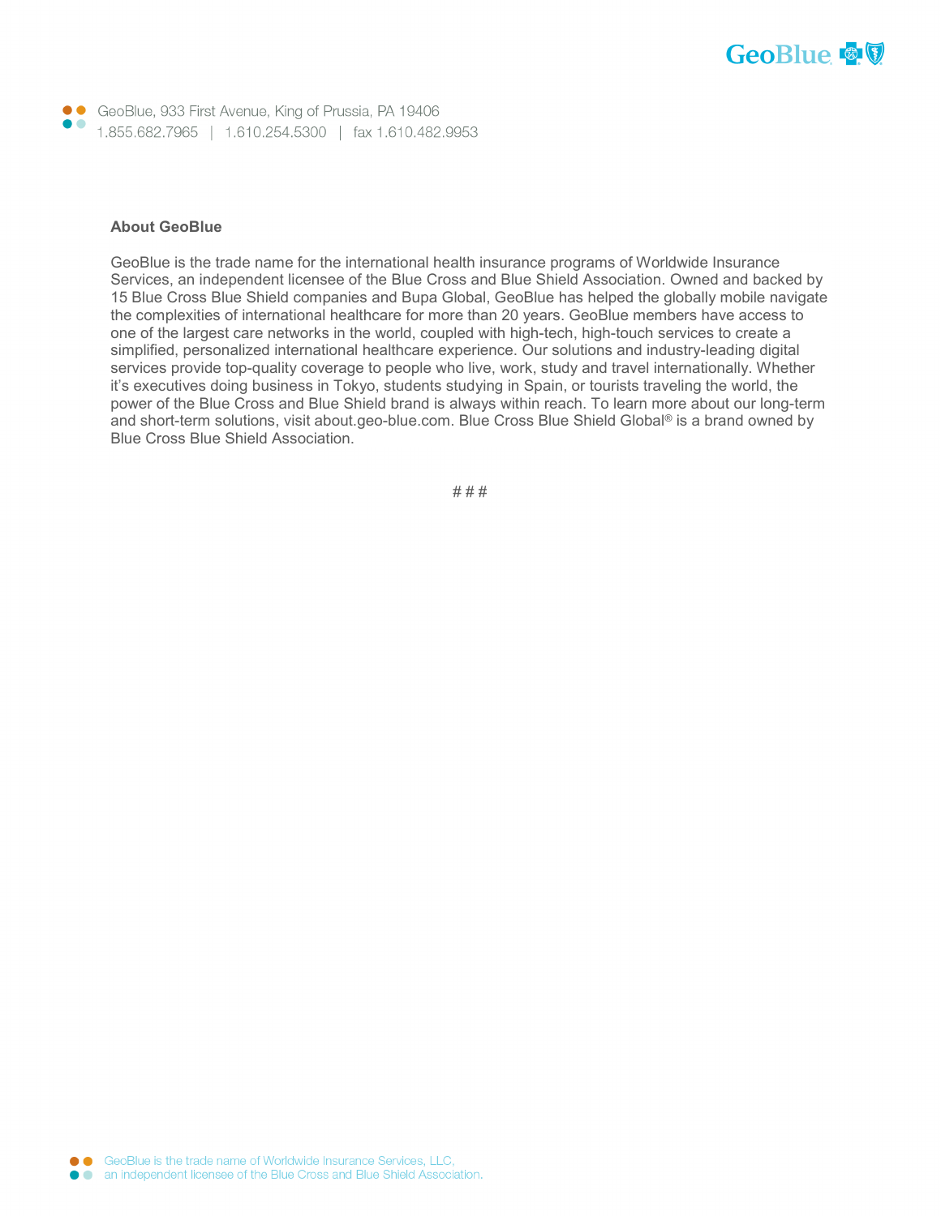GeoBlue, 933 First Avenue, King of Prussia, PA 19406
1.855.682.7965 | 1.610.254.5300 | fax 1.610.482.9953

**About GeoBlue**

GeoBlue is the trade name for the international health insurance programs of Worldwide Insurance Services, an independent licensee of the Blue Cross and Blue Shield Association. Owned and backed by 15 Blue Cross Blue Shield companies and Bupa Global, GeoBlue has helped the globally mobile navigate the complexities of international healthcare for more than 20 years. GeoBlue members have access to one of the largest care networks in the world, coupled with high-tech, high-touch services to create a simplified, personalized international healthcare experience. Our solutions and industry-leading digital services provide top-quality coverage to people who live, work, study and travel internationally. Whether it's executives doing business in Tokyo, students studying in Spain, or tourists traveling the world, the power of the Blue Cross and Blue Shield brand is always within reach. To learn more about our long-term and short-term solutions, visit about.geo-blue.com. Blue Cross Blue Shield Global® is a brand owned by Blue Cross Blue Shield Association.

###

GeoBlue is the trade name of Worldwide Insurance Services, LLC, an independent licensee of the Blue Cross and Blue Shield Association.